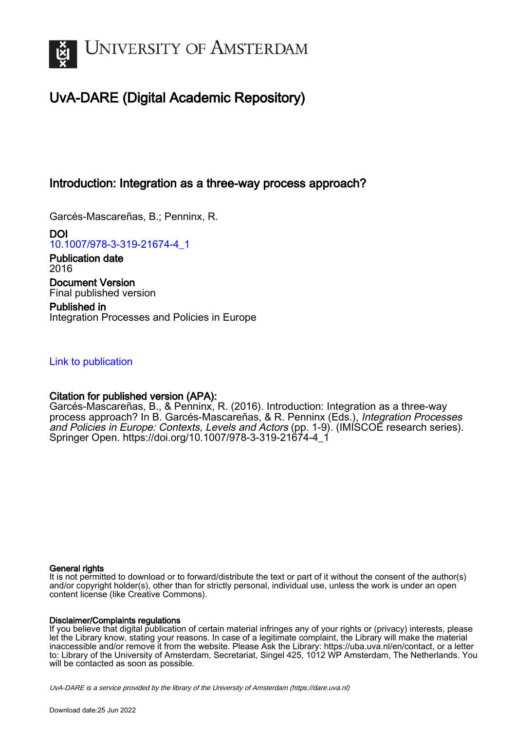# UvA-DARE (Digital Academic Repository)

## Introduction: Integration as a three-way process approach?

Garcés-Mascareñas, B.; Penninx, R.

**DOI**
10.1007/978-3-319-21674-4_1

**Publication date**
2016

**Document Version**
Final published version

**Published in**
Integration Processes and Policies in Europe

Link to publication

**Citation for published version (APA):**
Garcés-Mascareñas, B., & Penninx, R. (2016). Introduction: Integration as a three-way process approach? In B. Garcés-Mascareñas, & R. Penninx (Eds.), *Integration Processes and Policies in Europe: Contexts, Levels and Actors* (pp. 1-9). (IMISCOE research series). Springer Open. https://doi.org/10.1007/978-3-319-21674-4_1

**General rights**
It is not permitted to download or to forward/distribute the text or part of it without the consent of the author(s) and/or copyright holder(s), other than for strictly personal, individual use, unless the work is under an open content license (like Creative Commons).

**Disclaimer/Complaints regulations**
If you believe that digital publication of certain material infringes any of your rights or (privacy) interests, please let the Library know, stating your reasons. In case of a legitimate complaint, the Library will make the material inaccessible and/or remove it from the website. Please Ask the Library: https://uba.uva.nl/en/contact, or a letter to: Library of the University of Amsterdam, Secretariat, Singel 425, 1012 WP Amsterdam, The Netherlands. You will be contacted as soon as possible.

*UvA-DARE is a service provided by the library of the University of Amsterdam (https://dare.uva.nl)*

Download date:25 Jun 2022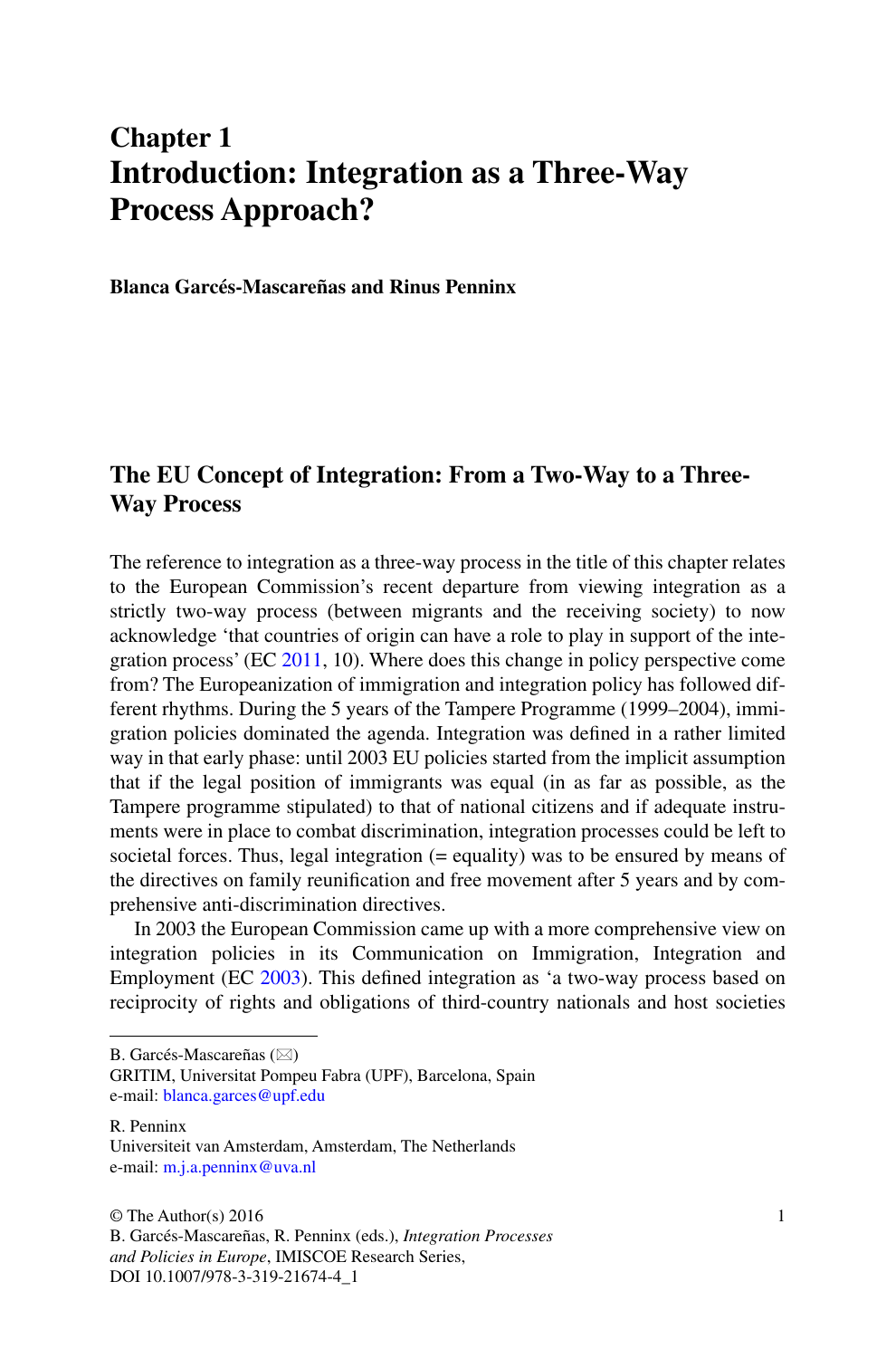# Chapter 1
# Introduction: Integration as a Three-Way Process Approach?

**Blanca Garcés-Mascareñas and Rinus Penninx**

## The EU Concept of Integration: From a Two-Way to a Three-Way Process

The reference to integration as a three-way process in the title of this chapter relates to the European Commission's recent departure from viewing integration as a strictly two-way process (between migrants and the receiving society) to now acknowledge 'that countries of origin can have a role to play in support of the integration process' (EC 2011, 10). Where does this change in policy perspective come from? The Europeanization of immigration and integration policy has followed different rhythms. During the 5 years of the Tampere Programme (1999–2004), immigration policies dominated the agenda. Integration was defined in a rather limited way in that early phase: until 2003 EU policies started from the implicit assumption that if the legal position of immigrants was equal (in as far as possible, as the Tampere programme stipulated) to that of national citizens and if adequate instruments were in place to combat discrimination, integration processes could be left to societal forces. Thus, legal integration (= equality) was to be ensured by means of the directives on family reunification and free movement after 5 years and by comprehensive anti-discrimination directives.

In 2003 the European Commission came up with a more comprehensive view on integration policies in its Communication on Immigration, Integration and Employment (EC 2003). This defined integration as 'a two-way process based on reciprocity of rights and obligations of third-country nationals and host societies

---

B. Garcés-Mascareñas (✉)
GRITIM, Universitat Pompeu Fabra (UPF), Barcelona, Spain
e-mail: blanca.garces@upf.edu

R. Penninx
Universiteit van Amsterdam, Amsterdam, The Netherlands
e-mail: m.j.a.penninx@uva.nl

© The Author(s) 2016
B. Garcés-Mascareñas, R. Penninx (eds.), *Integration Processes and Policies in Europe*, IMISCOE Research Series,
DOI 10.1007/978-3-319-21674-4_1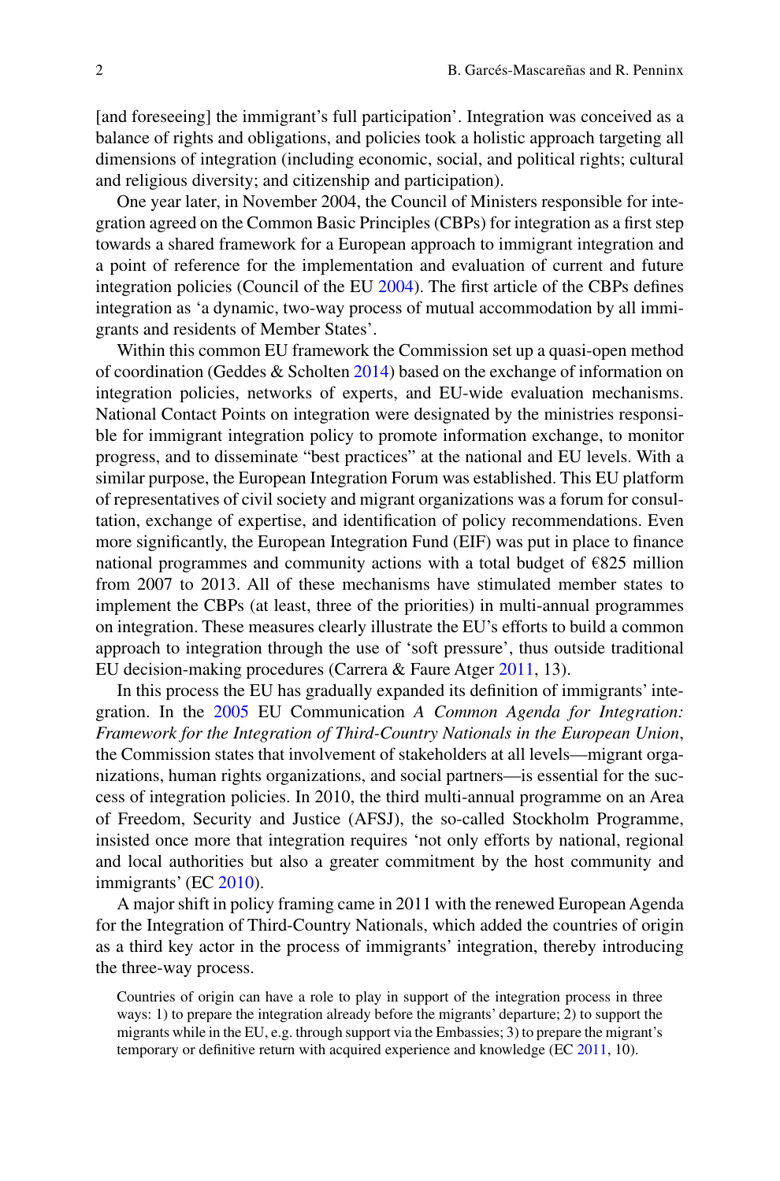[and foreseeing] the immigrant's full participation'. Integration was conceived as a balance of rights and obligations, and policies took a holistic approach targeting all dimensions of integration (including economic, social, and political rights; cultural and religious diversity; and citizenship and participation).

One year later, in November 2004, the Council of Ministers responsible for integration agreed on the Common Basic Principles (CBPs) for integration as a first step towards a shared framework for a European approach to immigrant integration and a point of reference for the implementation and evaluation of current and future integration policies (Council of the EU 2004). The first article of the CBPs defines integration as 'a dynamic, two-way process of mutual accommodation by all immigrants and residents of Member States'.

Within this common EU framework the Commission set up a quasi-open method of coordination (Geddes & Scholten 2014) based on the exchange of information on integration policies, networks of experts, and EU-wide evaluation mechanisms. National Contact Points on integration were designated by the ministries responsible for immigrant integration policy to promote information exchange, to monitor progress, and to disseminate "best practices" at the national and EU levels. With a similar purpose, the European Integration Forum was established. This EU platform of representatives of civil society and migrant organizations was a forum for consultation, exchange of expertise, and identification of policy recommendations. Even more significantly, the European Integration Fund (EIF) was put in place to finance national programmes and community actions with a total budget of €825 million from 2007 to 2013. All of these mechanisms have stimulated member states to implement the CBPs (at least, three of the priorities) in multi-annual programmes on integration. These measures clearly illustrate the EU's efforts to build a common approach to integration through the use of 'soft pressure', thus outside traditional EU decision-making procedures (Carrera & Faure Atger 2011, 13).

In this process the EU has gradually expanded its definition of immigrants' integration. In the 2005 EU Communication *A Common Agenda for Integration: Framework for the Integration of Third-Country Nationals in the European Union*, the Commission states that involvement of stakeholders at all levels—migrant organizations, human rights organizations, and social partners—is essential for the success of integration policies. In 2010, the third multi-annual programme on an Area of Freedom, Security and Justice (AFSJ), the so-called Stockholm Programme, insisted once more that integration requires 'not only efforts by national, regional and local authorities but also a greater commitment by the host community and immigrants' (EC 2010).

A major shift in policy framing came in 2011 with the renewed European Agenda for the Integration of Third-Country Nationals, which added the countries of origin as a third key actor in the process of immigrants' integration, thereby introducing the three-way process.

> Countries of origin can have a role to play in support of the integration process in three ways: 1) to prepare the integration already before the migrants' departure; 2) to support the migrants while in the EU, e.g. through support via the Embassies; 3) to prepare the migrant's temporary or definitive return with acquired experience and knowledge (EC 2011, 10).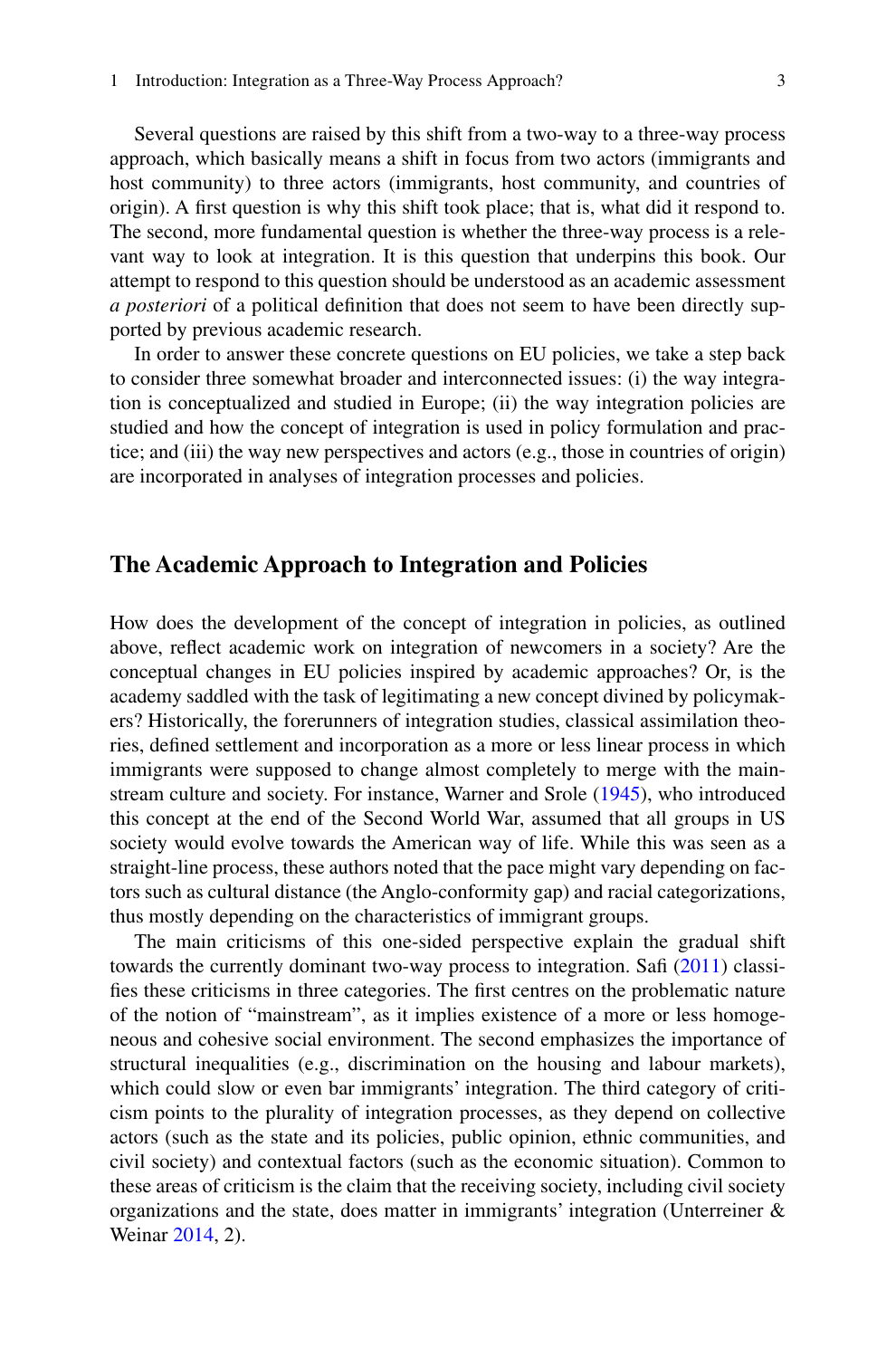Several questions are raised by this shift from a two-way to a three-way process approach, which basically means a shift in focus from two actors (immigrants and host community) to three actors (immigrants, host community, and countries of origin). A first question is why this shift took place; that is, what did it respond to. The second, more fundamental question is whether the three-way process is a relevant way to look at integration. It is this question that underpins this book. Our attempt to respond to this question should be understood as an academic assessment *a posteriori* of a political definition that does not seem to have been directly supported by previous academic research.

In order to answer these concrete questions on EU policies, we take a step back to consider three somewhat broader and interconnected issues: (i) the way integration is conceptualized and studied in Europe; (ii) the way integration policies are studied and how the concept of integration is used in policy formulation and practice; and (iii) the way new perspectives and actors (e.g., those in countries of origin) are incorporated in analyses of integration processes and policies.

## The Academic Approach to Integration and Policies

How does the development of the concept of integration in policies, as outlined above, reflect academic work on integration of newcomers in a society? Are the conceptual changes in EU policies inspired by academic approaches? Or, is the academy saddled with the task of legitimating a new concept divined by policymakers? Historically, the forerunners of integration studies, classical assimilation theories, defined settlement and incorporation as a more or less linear process in which immigrants were supposed to change almost completely to merge with the mainstream culture and society. For instance, Warner and Srole (1945), who introduced this concept at the end of the Second World War, assumed that all groups in US society would evolve towards the American way of life. While this was seen as a straight-line process, these authors noted that the pace might vary depending on factors such as cultural distance (the Anglo-conformity gap) and racial categorizations, thus mostly depending on the characteristics of immigrant groups.

The main criticisms of this one-sided perspective explain the gradual shift towards the currently dominant two-way process to integration. Safi (2011) classifies these criticisms in three categories. The first centres on the problematic nature of the notion of "mainstream", as it implies existence of a more or less homogeneous and cohesive social environment. The second emphasizes the importance of structural inequalities (e.g., discrimination on the housing and labour markets), which could slow or even bar immigrants' integration. The third category of criticism points to the plurality of integration processes, as they depend on collective actors (such as the state and its policies, public opinion, ethnic communities, and civil society) and contextual factors (such as the economic situation). Common to these areas of criticism is the claim that the receiving society, including civil society organizations and the state, does matter in immigrants' integration (Unterreiner & Weinar 2014, 2).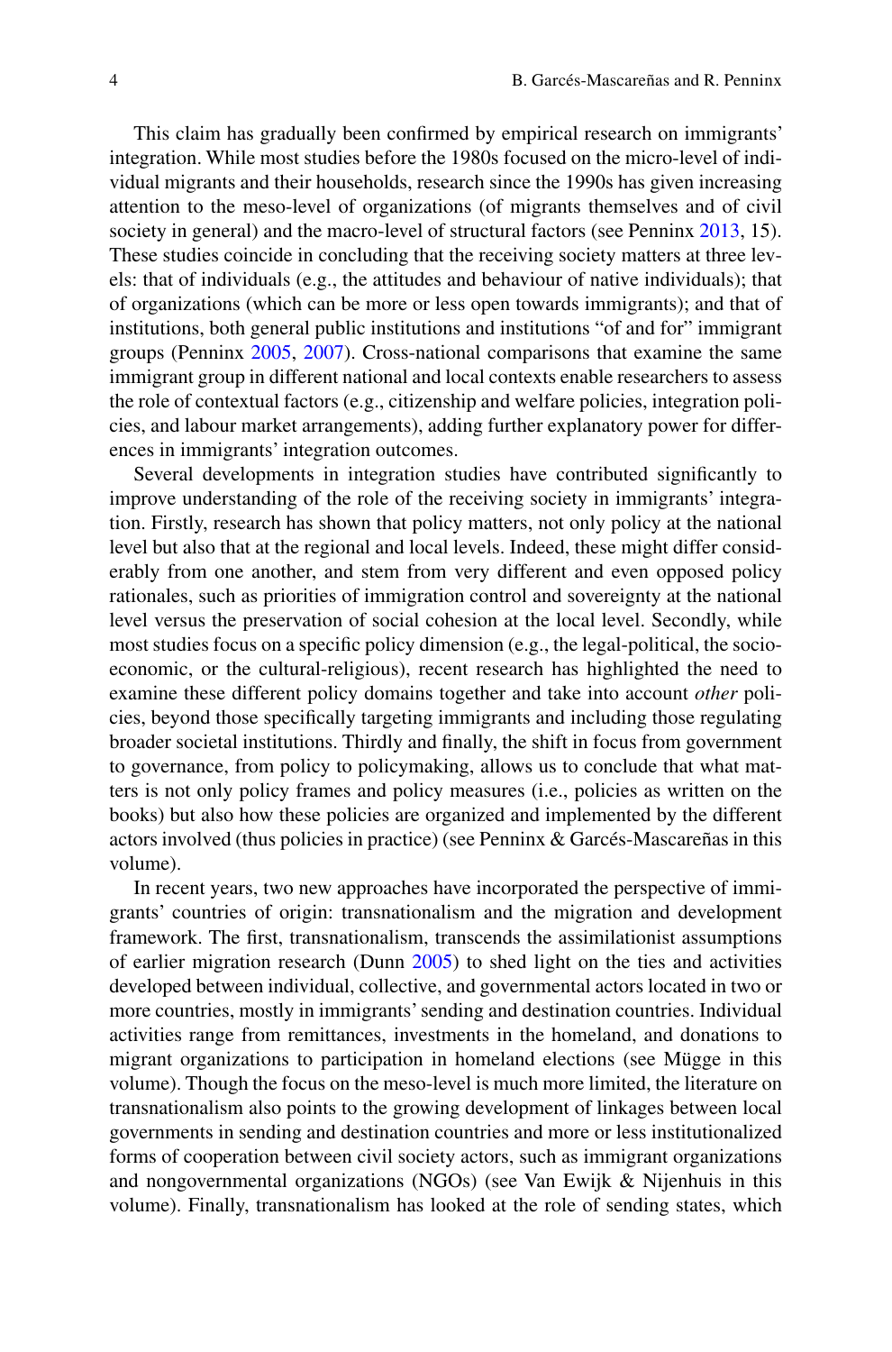This claim has gradually been confirmed by empirical research on immigrants' integration. While most studies before the 1980s focused on the micro-level of individual migrants and their households, research since the 1990s has given increasing attention to the meso-level of organizations (of migrants themselves and of civil society in general) and the macro-level of structural factors (see Penninx 2013, 15). These studies coincide in concluding that the receiving society matters at three levels: that of individuals (e.g., the attitudes and behaviour of native individuals); that of organizations (which can be more or less open towards immigrants); and that of institutions, both general public institutions and institutions "of and for" immigrant groups (Penninx 2005, 2007). Cross-national comparisons that examine the same immigrant group in different national and local contexts enable researchers to assess the role of contextual factors (e.g., citizenship and welfare policies, integration policies, and labour market arrangements), adding further explanatory power for differences in immigrants' integration outcomes.

Several developments in integration studies have contributed significantly to improve understanding of the role of the receiving society in immigrants' integration. Firstly, research has shown that policy matters, not only policy at the national level but also that at the regional and local levels. Indeed, these might differ considerably from one another, and stem from very different and even opposed policy rationales, such as priorities of immigration control and sovereignty at the national level versus the preservation of social cohesion at the local level. Secondly, while most studies focus on a specific policy dimension (e.g., the legal-political, the socio-economic, or the cultural-religious), recent research has highlighted the need to examine these different policy domains together and take into account *other* policies, beyond those specifically targeting immigrants and including those regulating broader societal institutions. Thirdly and finally, the shift in focus from government to governance, from policy to policymaking, allows us to conclude that what matters is not only policy frames and policy measures (i.e., policies as written on the books) but also how these policies are organized and implemented by the different actors involved (thus policies in practice) (see Penninx & Garcés-Mascareñas in this volume).

In recent years, two new approaches have incorporated the perspective of immigrants' countries of origin: transnationalism and the migration and development framework. The first, transnationalism, transcends the assimilationist assumptions of earlier migration research (Dunn 2005) to shed light on the ties and activities developed between individual, collective, and governmental actors located in two or more countries, mostly in immigrants' sending and destination countries. Individual activities range from remittances, investments in the homeland, and donations to migrant organizations to participation in homeland elections (see Mügge in this volume). Though the focus on the meso-level is much more limited, the literature on transnationalism also points to the growing development of linkages between local governments in sending and destination countries and more or less institutionalized forms of cooperation between civil society actors, such as immigrant organizations and nongovernmental organizations (NGOs) (see Van Ewijk & Nijenhuis in this volume). Finally, transnationalism has looked at the role of sending states, which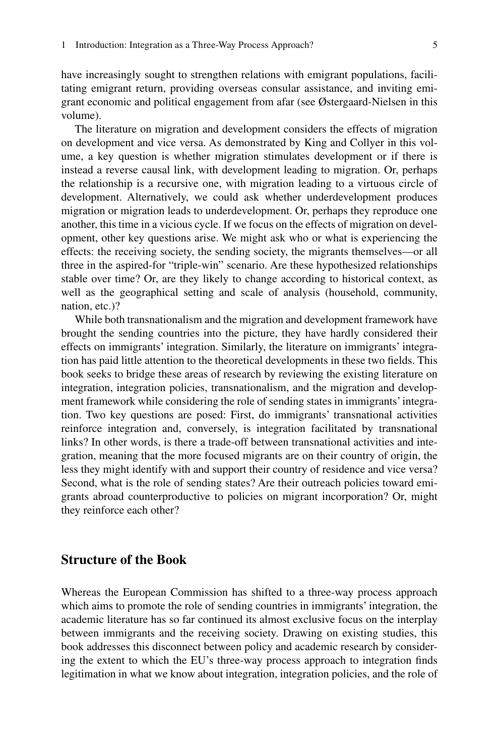have increasingly sought to strengthen relations with emigrant populations, facilitating emigrant return, providing overseas consular assistance, and inviting emigrant economic and political engagement from afar (see Østergaard-Nielsen in this volume).

The literature on migration and development considers the effects of migration on development and vice versa. As demonstrated by King and Collyer in this volume, a key question is whether migration stimulates development or if there is instead a reverse causal link, with development leading to migration. Or, perhaps the relationship is a recursive one, with migration leading to a virtuous circle of development. Alternatively, we could ask whether underdevelopment produces migration or migration leads to underdevelopment. Or, perhaps they reproduce one another, this time in a vicious cycle. If we focus on the effects of migration on development, other key questions arise. We might ask who or what is experiencing the effects: the receiving society, the sending society, the migrants themselves—or all three in the aspired-for "triple-win" scenario. Are these hypothesized relationships stable over time? Or, are they likely to change according to historical context, as well as the geographical setting and scale of analysis (household, community, nation, etc.)?

While both transnationalism and the migration and development framework have brought the sending countries into the picture, they have hardly considered their effects on immigrants' integration. Similarly, the literature on immigrants' integration has paid little attention to the theoretical developments in these two fields. This book seeks to bridge these areas of research by reviewing the existing literature on integration, integration policies, transnationalism, and the migration and development framework while considering the role of sending states in immigrants' integration. Two key questions are posed: First, do immigrants' transnational activities reinforce integration and, conversely, is integration facilitated by transnational links? In other words, is there a trade-off between transnational activities and integration, meaning that the more focused migrants are on their country of origin, the less they might identify with and support their country of residence and vice versa? Second, what is the role of sending states? Are their outreach policies toward emigrants abroad counterproductive to policies on migrant incorporation? Or, might they reinforce each other?

## Structure of the Book

Whereas the European Commission has shifted to a three-way process approach which aims to promote the role of sending countries in immigrants' integration, the academic literature has so far continued its almost exclusive focus on the interplay between immigrants and the receiving society. Drawing on existing studies, this book addresses this disconnect between policy and academic research by considering the extent to which the EU's three-way process approach to integration finds legitimation in what we know about integration, integration policies, and the role of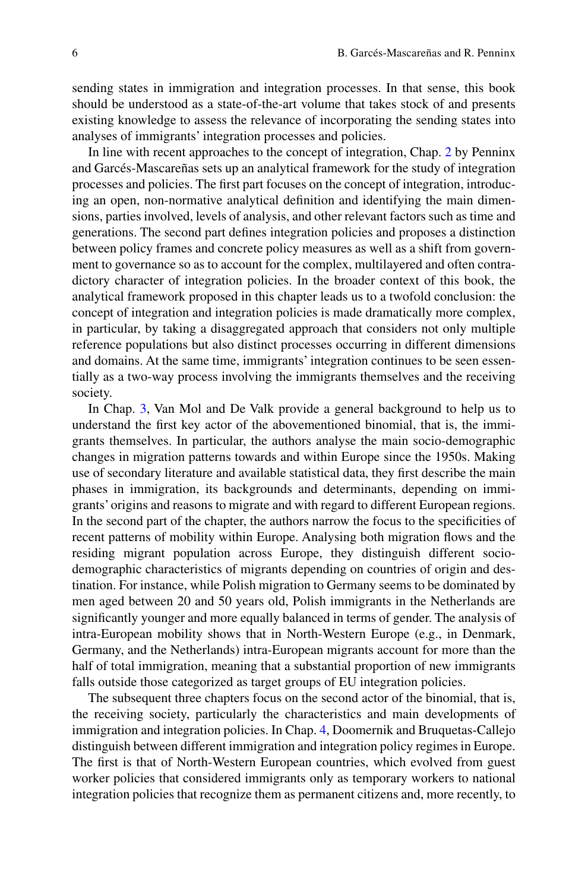sending states in immigration and integration processes. In that sense, this book should be understood as a state-of-the-art volume that takes stock of and presents existing knowledge to assess the relevance of incorporating the sending states into analyses of immigrants' integration processes and policies.

In line with recent approaches to the concept of integration, Chap. 2 by Penninx and Garcés-Mascareñas sets up an analytical framework for the study of integration processes and policies. The first part focuses on the concept of integration, introducing an open, non-normative analytical definition and identifying the main dimensions, parties involved, levels of analysis, and other relevant factors such as time and generations. The second part defines integration policies and proposes a distinction between policy frames and concrete policy measures as well as a shift from government to governance so as to account for the complex, multilayered and often contradictory character of integration policies. In the broader context of this book, the analytical framework proposed in this chapter leads us to a twofold conclusion: the concept of integration and integration policies is made dramatically more complex, in particular, by taking a disaggregated approach that considers not only multiple reference populations but also distinct processes occurring in different dimensions and domains. At the same time, immigrants' integration continues to be seen essentially as a two-way process involving the immigrants themselves and the receiving society.

In Chap. 3, Van Mol and De Valk provide a general background to help us to understand the first key actor of the abovementioned binomial, that is, the immigrants themselves. In particular, the authors analyse the main socio-demographic changes in migration patterns towards and within Europe since the 1950s. Making use of secondary literature and available statistical data, they first describe the main phases in immigration, its backgrounds and determinants, depending on immigrants' origins and reasons to migrate and with regard to different European regions. In the second part of the chapter, the authors narrow the focus to the specificities of recent patterns of mobility within Europe. Analysing both migration flows and the residing migrant population across Europe, they distinguish different socio-demographic characteristics of migrants depending on countries of origin and destination. For instance, while Polish migration to Germany seems to be dominated by men aged between 20 and 50 years old, Polish immigrants in the Netherlands are significantly younger and more equally balanced in terms of gender. The analysis of intra-European mobility shows that in North-Western Europe (e.g., in Denmark, Germany, and the Netherlands) intra-European migrants account for more than the half of total immigration, meaning that a substantial proportion of new immigrants falls outside those categorized as target groups of EU integration policies.

The subsequent three chapters focus on the second actor of the binomial, that is, the receiving society, particularly the characteristics and main developments of immigration and integration policies. In Chap. 4, Doomernik and Bruquetas-Callejo distinguish between different immigration and integration policy regimes in Europe. The first is that of North-Western European countries, which evolved from guest worker policies that considered immigrants only as temporary workers to national integration policies that recognize them as permanent citizens and, more recently, to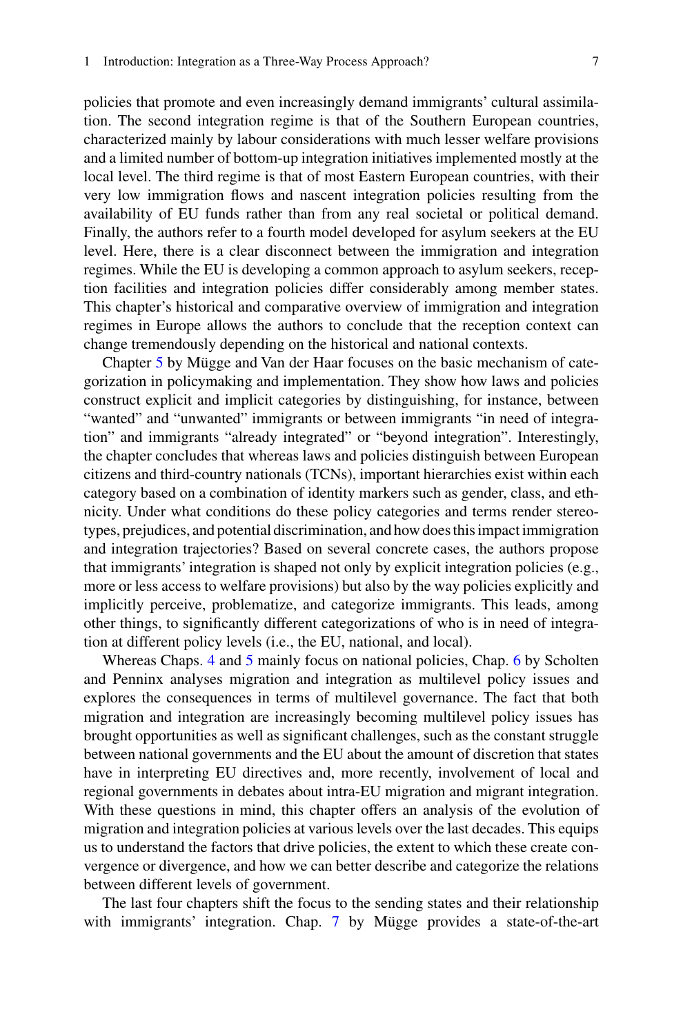policies that promote and even increasingly demand immigrants' cultural assimilation. The second integration regime is that of the Southern European countries, characterized mainly by labour considerations with much lesser welfare provisions and a limited number of bottom-up integration initiatives implemented mostly at the local level. The third regime is that of most Eastern European countries, with their very low immigration flows and nascent integration policies resulting from the availability of EU funds rather than from any real societal or political demand. Finally, the authors refer to a fourth model developed for asylum seekers at the EU level. Here, there is a clear disconnect between the immigration and integration regimes. While the EU is developing a common approach to asylum seekers, reception facilities and integration policies differ considerably among member states. This chapter's historical and comparative overview of immigration and integration regimes in Europe allows the authors to conclude that the reception context can change tremendously depending on the historical and national contexts.

Chapter 5 by Mügge and Van der Haar focuses on the basic mechanism of categorization in policymaking and implementation. They show how laws and policies construct explicit and implicit categories by distinguishing, for instance, between "wanted" and "unwanted" immigrants or between immigrants "in need of integration" and immigrants "already integrated" or "beyond integration". Interestingly, the chapter concludes that whereas laws and policies distinguish between European citizens and third-country nationals (TCNs), important hierarchies exist within each category based on a combination of identity markers such as gender, class, and ethnicity. Under what conditions do these policy categories and terms render stereotypes, prejudices, and potential discrimination, and how does this impact immigration and integration trajectories? Based on several concrete cases, the authors propose that immigrants' integration is shaped not only by explicit integration policies (e.g., more or less access to welfare provisions) but also by the way policies explicitly and implicitly perceive, problematize, and categorize immigrants. This leads, among other things, to significantly different categorizations of who is in need of integration at different policy levels (i.e., the EU, national, and local).

Whereas Chaps. 4 and 5 mainly focus on national policies, Chap. 6 by Scholten and Penninx analyses migration and integration as multilevel policy issues and explores the consequences in terms of multilevel governance. The fact that both migration and integration are increasingly becoming multilevel policy issues has brought opportunities as well as significant challenges, such as the constant struggle between national governments and the EU about the amount of discretion that states have in interpreting EU directives and, more recently, involvement of local and regional governments in debates about intra-EU migration and migrant integration. With these questions in mind, this chapter offers an analysis of the evolution of migration and integration policies at various levels over the last decades. This equips us to understand the factors that drive policies, the extent to which these create convergence or divergence, and how we can better describe and categorize the relations between different levels of government.

The last four chapters shift the focus to the sending states and their relationship with immigrants' integration. Chap. 7 by Mügge provides a state-of-the-art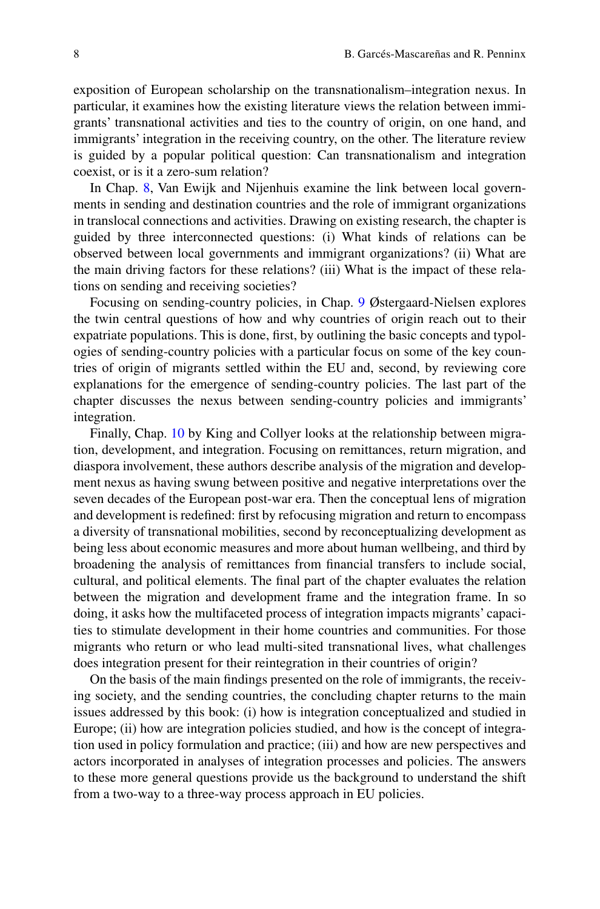exposition of European scholarship on the transnationalism–integration nexus. In particular, it examines how the existing literature views the relation between immigrants' transnational activities and ties to the country of origin, on one hand, and immigrants' integration in the receiving country, on the other. The literature review is guided by a popular political question: Can transnationalism and integration coexist, or is it a zero-sum relation?

In Chap. 8, Van Ewijk and Nijenhuis examine the link between local governments in sending and destination countries and the role of immigrant organizations in translocal connections and activities. Drawing on existing research, the chapter is guided by three interconnected questions: (i) What kinds of relations can be observed between local governments and immigrant organizations? (ii) What are the main driving factors for these relations? (iii) What is the impact of these relations on sending and receiving societies?

Focusing on sending-country policies, in Chap. 9 Østergaard-Nielsen explores the twin central questions of how and why countries of origin reach out to their expatriate populations. This is done, first, by outlining the basic concepts and typologies of sending-country policies with a particular focus on some of the key countries of origin of migrants settled within the EU and, second, by reviewing core explanations for the emergence of sending-country policies. The last part of the chapter discusses the nexus between sending-country policies and immigrants' integration.

Finally, Chap. 10 by King and Collyer looks at the relationship between migration, development, and integration. Focusing on remittances, return migration, and diaspora involvement, these authors describe analysis of the migration and development nexus as having swung between positive and negative interpretations over the seven decades of the European post-war era. Then the conceptual lens of migration and development is redefined: first by refocusing migration and return to encompass a diversity of transnational mobilities, second by reconceptualizing development as being less about economic measures and more about human wellbeing, and third by broadening the analysis of remittances from financial transfers to include social, cultural, and political elements. The final part of the chapter evaluates the relation between the migration and development frame and the integration frame. In so doing, it asks how the multifaceted process of integration impacts migrants' capacities to stimulate development in their home countries and communities. For those migrants who return or who lead multi-sited transnational lives, what challenges does integration present for their reintegration in their countries of origin?

On the basis of the main findings presented on the role of immigrants, the receiving society, and the sending countries, the concluding chapter returns to the main issues addressed by this book: (i) how is integration conceptualized and studied in Europe; (ii) how are integration policies studied, and how is the concept of integration used in policy formulation and practice; (iii) and how are new perspectives and actors incorporated in analyses of integration processes and policies. The answers to these more general questions provide us the background to understand the shift from a two-way to a three-way process approach in EU policies.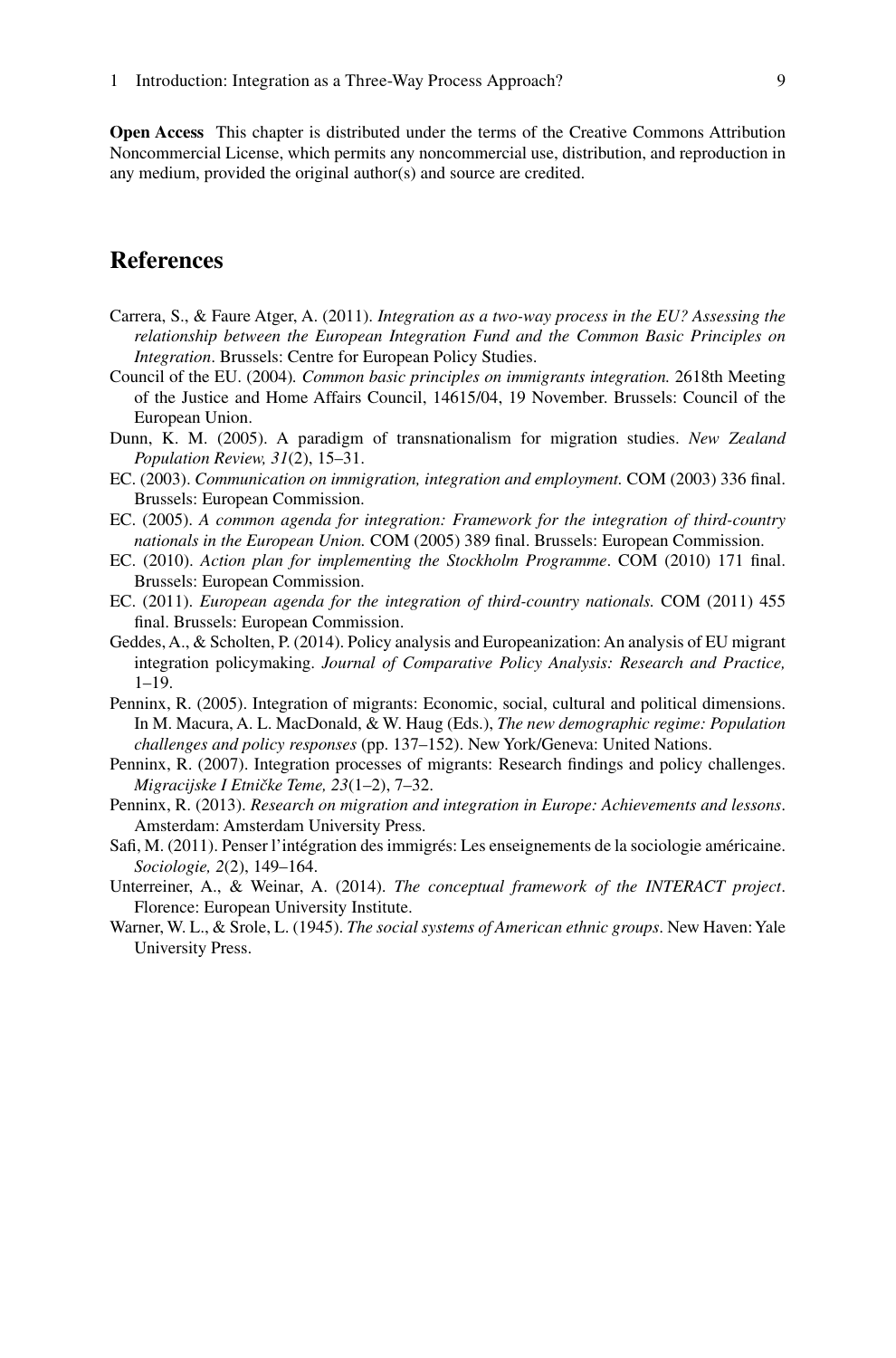**Open Access** This chapter is distributed under the terms of the Creative Commons Attribution Noncommercial License, which permits any noncommercial use, distribution, and reproduction in any medium, provided the original author(s) and source are credited.

## References

Carrera, S., & Faure Atger, A. (2011). *Integration as a two-way process in the EU? Assessing the relationship between the European Integration Fund and the Common Basic Principles on Integration*. Brussels: Centre for European Policy Studies.

Council of the EU. (2004). *Common basic principles on immigrants integration.* 2618th Meeting of the Justice and Home Affairs Council, 14615/04, 19 November. Brussels: Council of the European Union.

Dunn, K. M. (2005). A paradigm of transnationalism for migration studies. *New Zealand Population Review, 31*(2), 15–31.

EC. (2003). *Communication on immigration, integration and employment.* COM (2003) 336 final. Brussels: European Commission.

EC. (2005). *A common agenda for integration: Framework for the integration of third-country nationals in the European Union.* COM (2005) 389 final. Brussels: European Commission.

EC. (2010). *Action plan for implementing the Stockholm Programme*. COM (2010) 171 final. Brussels: European Commission.

EC. (2011). *European agenda for the integration of third-country nationals.* COM (2011) 455 final. Brussels: European Commission.

Geddes, A., & Scholten, P. (2014). Policy analysis and Europeanization: An analysis of EU migrant integration policymaking. *Journal of Comparative Policy Analysis: Research and Practice,* 1–19.

Penninx, R. (2005). Integration of migrants: Economic, social, cultural and political dimensions. In M. Macura, A. L. MacDonald, & W. Haug (Eds.), *The new demographic regime: Population challenges and policy responses* (pp. 137–152). New York/Geneva: United Nations.

Penninx, R. (2007). Integration processes of migrants: Research findings and policy challenges. *Migracijske I Etničke Teme, 23*(1–2), 7–32.

Penninx, R. (2013). *Research on migration and integration in Europe: Achievements and lessons*. Amsterdam: Amsterdam University Press.

Safi, M. (2011). Penser l'intégration des immigrés: Les enseignements de la sociologie américaine. *Sociologie, 2*(2), 149–164.

Unterreiner, A., & Weinar, A. (2014). *The conceptual framework of the INTERACT project*. Florence: European University Institute.

Warner, W. L., & Srole, L. (1945). *The social systems of American ethnic groups*. New Haven: Yale University Press.